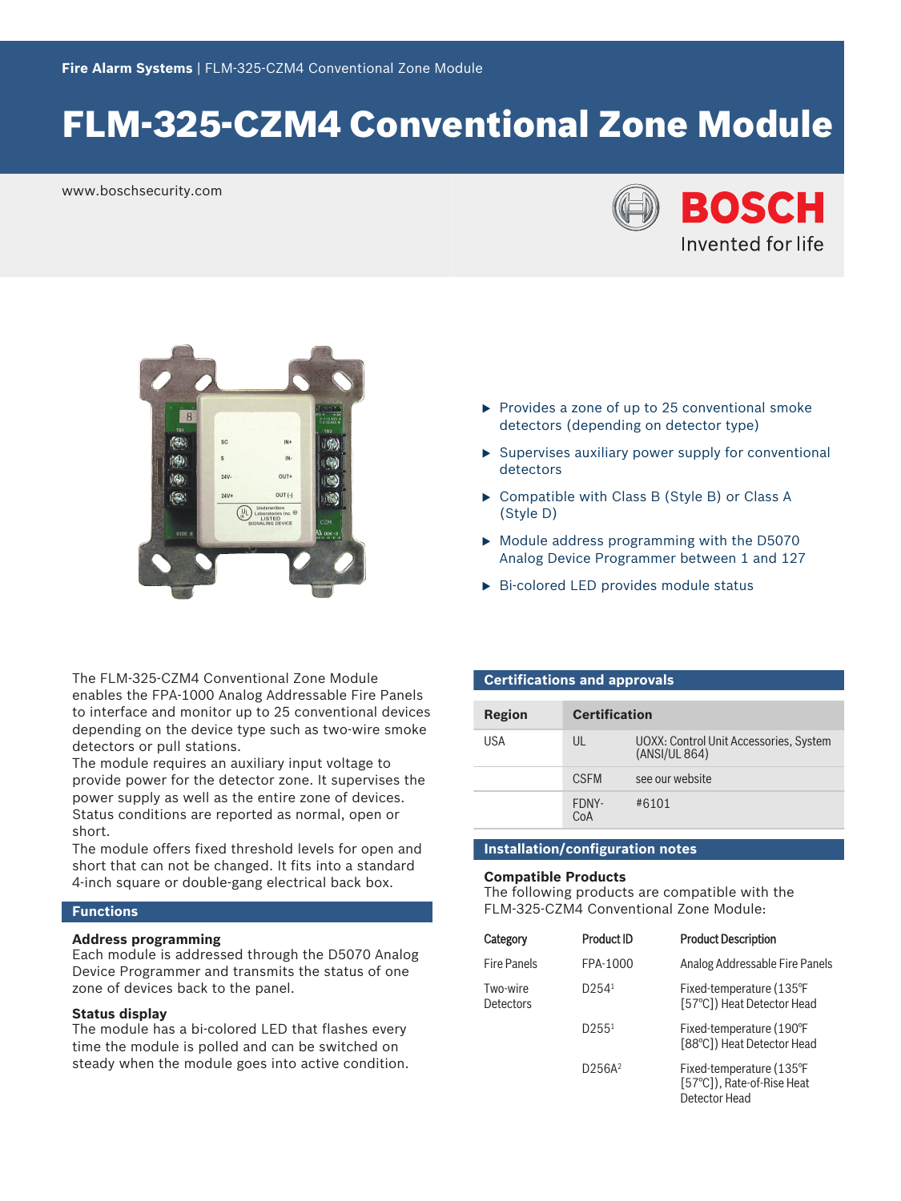**Fire Alarm Systems** | FLM-325-CZM4 Conventional Zone Module

# FLM-325-CZM4 Conventional Zone Module

www.boschsecurity.com

- Provides a zone of up to 25 conventional smoke detectors (depending on detector type)
- Supervises auxiliary power supply for conventional detectors
- Compatible with Class B (Style B) or Class A (Style D)
- Module address programming with the D5070 Analog Device Programmer between 1 and 127
- Bi-colored LED provides module status

The FLM-325-CZM4 Conventional Zone Module enables the FPA-1000 Analog Addressable Fire Panels to interface and monitor up to 25 conventional devices depending on the device type such as two-wire smoke detectors or pull stations.
The module requires an auxiliary input voltage to provide power for the detector zone. It supervises the power supply as well as the entire zone of devices. Status conditions are reported as normal, open or short.
The module offers fixed threshold levels for open and short that can not be changed. It fits into a standard 4-inch square or double-gang electrical back box.

## Functions

### Address programming

Each module is addressed through the D5070 Analog Device Programmer and transmits the status of one zone of devices back to the panel.

### Status display

The module has a bi-colored LED that flashes every time the module is polled and can be switched on steady when the module goes into active condition.

## Certifications and approvals

| Region | Certification | |
|---|---|---|
| USA | UL | UOXX: Control Unit Accessories, System (ANSI/UL 864) |
| | CSFM | see our website |
| | FDNY-CoA | #6101 |

## Installation/configuration notes

### Compatible Products

The following products are compatible with the FLM-325-CZM4 Conventional Zone Module:

| Category | Product ID | Product Description |
|---|---|---|
| Fire Panels | FPA-1000 | Analog Addressable Fire Panels |
| Two-wire Detectors | D254[1] | Fixed-temperature (135°F [57°C]) Heat Detector Head |
| | D255[1] | Fixed-temperature (190°F [88°C]) Heat Detector Head |
| | D256A[2] | Fixed-temperature (135°F [57°C]), Rate-of-Rise Heat Detector Head |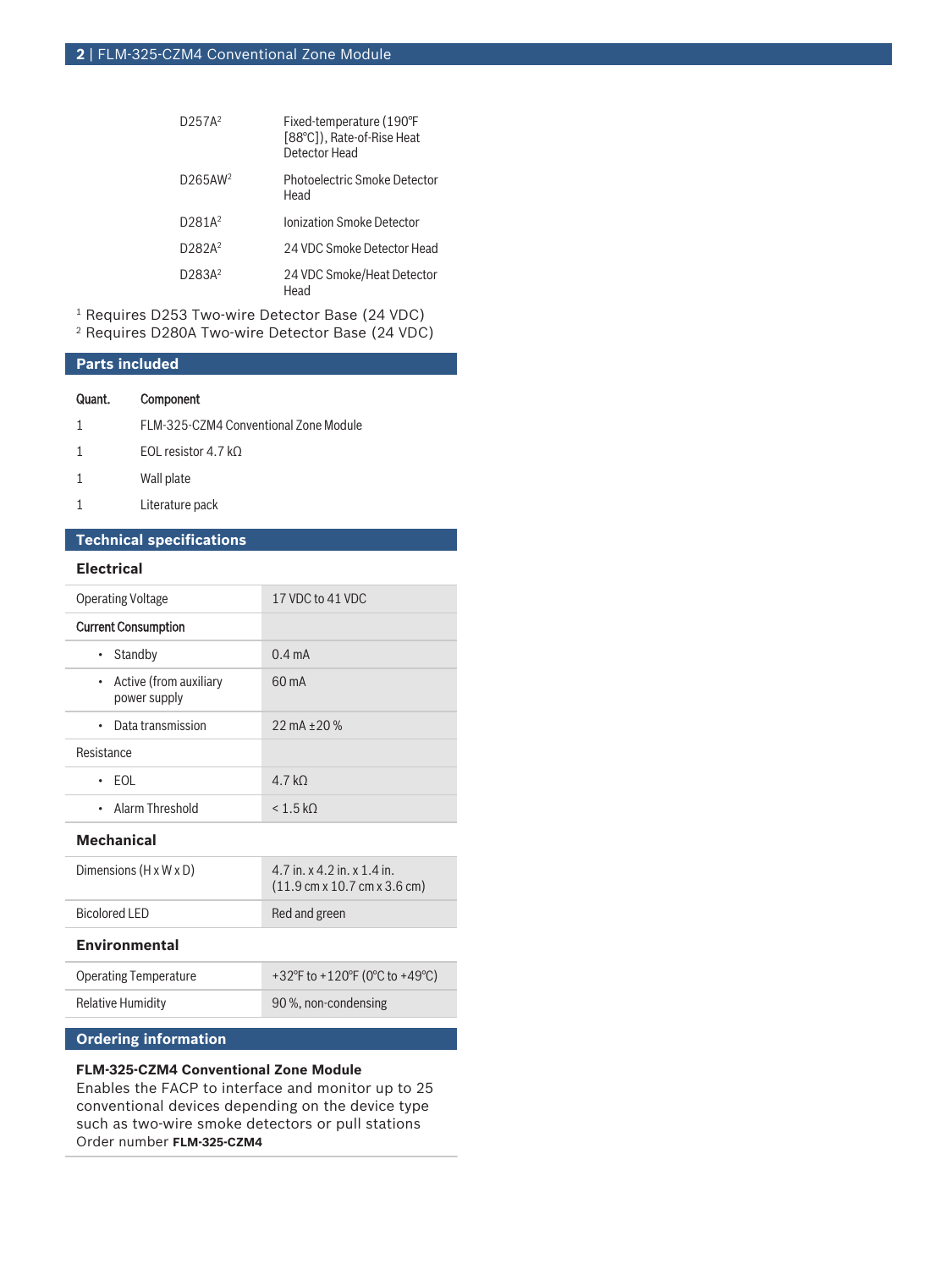| | |
|---|---|
| D257A[2] | Fixed-temperature (190°F [88°C]), Rate-of-Rise Heat Detector Head |
| D265AW[2] | Photoelectric Smoke Detector Head |
| D281A[2] | Ionization Smoke Detector |
| D282A[2] | 24 VDC Smoke Detector Head |
| D283A[2] | 24 VDC Smoke/Heat Detector Head |

[1] Requires D253 Two-wire Detector Base (24 VDC)
[2] Requires D280A Two-wire Detector Base (24 VDC)

## Parts included

| Quant. | Component |
|---|---|
| 1 | FLM-325-CZM4 Conventional Zone Module |
| 1 | EOL resistor 4.7 kΩ |
| 1 | Wall plate |
| 1 | Literature pack |

## Technical specifications

### Electrical

| | |
|---|---|
| Operating Voltage | 17 VDC to 41 VDC |
| **Current Consumption** | |
| • Standby | 0.4 mA |
| • Active (from auxiliary power supply | 60 mA |
| • Data transmission | 22 mA ±20 % |
| Resistance | |
| • EOL | 4.7 kΩ |
| • Alarm Threshold | < 1.5 kΩ |

### Mechanical

| | |
|---|---|
| Dimensions (H x W x D) | 4.7 in. x 4.2 in. x 1.4 in. (11.9 cm x 10.7 cm x 3.6 cm) |
| Bicolored LED | Red and green |

### Environmental

| | |
|---|---|
| Operating Temperature | +32°F to +120°F (0°C to +49°C) |
| Relative Humidity | 90 %, non-condensing |

## Ordering information

**FLM-325-CZM4 Conventional Zone Module**
Enables the FACP to interface and monitor up to 25 conventional devices depending on the device type such as two-wire smoke detectors or pull stations
Order number **FLM-325-CZM4**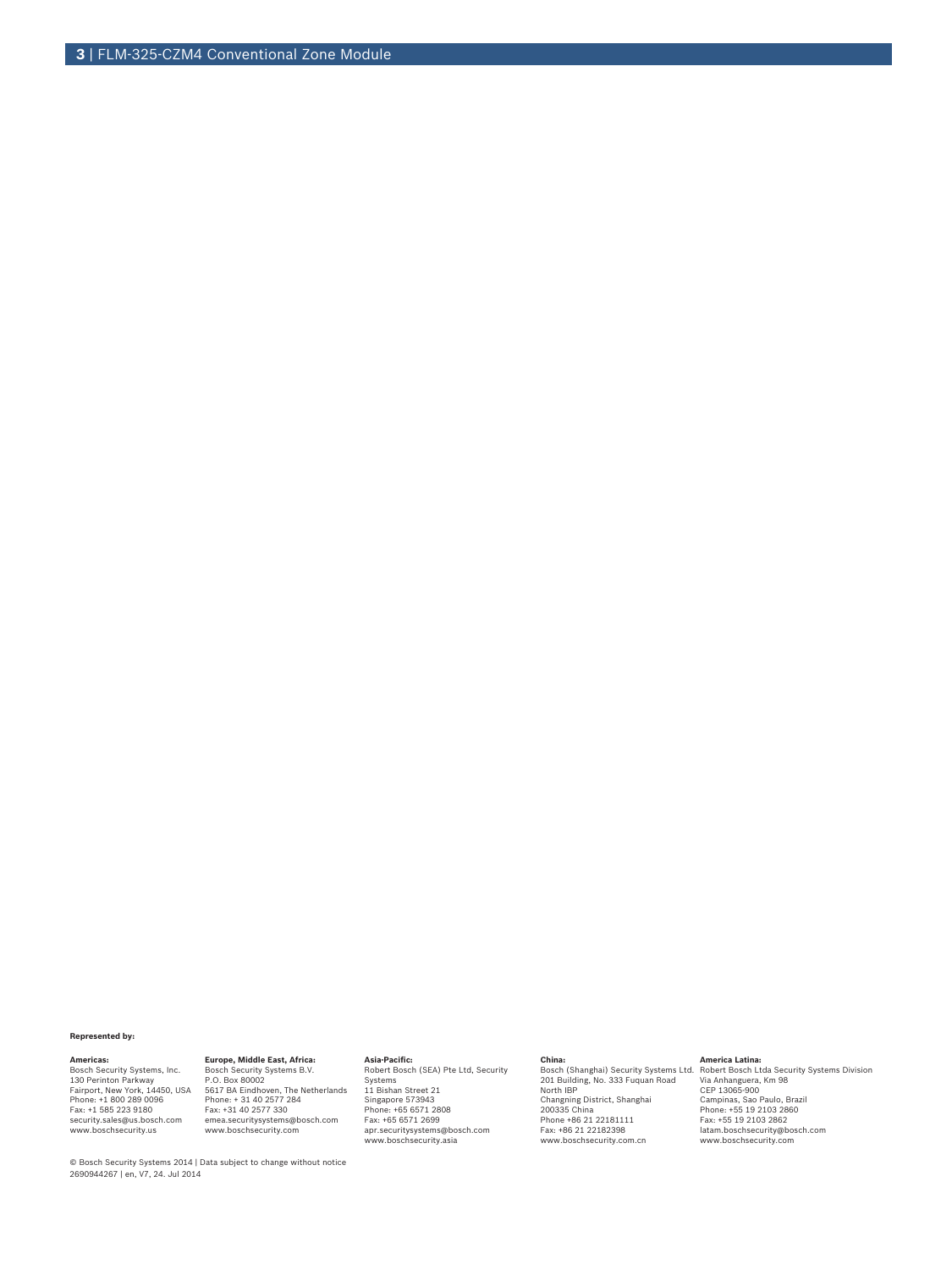**Represented by:**

**Americas:**
Bosch Security Systems, Inc.
130 Perinton Parkway
Fairport, New York, 14450, USA
Phone: +1 800 289 0096
Fax: +1 585 223 9180
security.sales@us.bosch.com
www.boschsecurity.us

**Europe, Middle East, Africa:**
Bosch Security Systems B.V.
P.O. Box 80002
5617 BA Eindhoven, The Netherlands
Phone: + 31 40 2577 284
Fax: +31 40 2577 330
emea.securitysystems@bosch.com
www.boschsecurity.com

**Asia-Pacific:**
Robert Bosch (SEA) Pte Ltd, Security Systems
11 Bishan Street 21
Singapore 573943
Phone: +65 6571 2808
Fax: +65 6571 2699
apr.securitysystems@bosch.com
www.boschsecurity.asia

**China:**
Bosch (Shanghai) Security Systems Ltd.
201 Building, No. 333 Fuquan Road
North IBP
Changning District, Shanghai
200335 China
Phone +86 21 22181111
Fax: +86 21 22182398
www.boschsecurity.com.cn

**America Latina:**
Robert Bosch Ltda Security Systems Division
Via Anhanguera, Km 98
CEP 13065-900
Campinas, Sao Paulo, Brazil
Phone: +55 19 2103 2860
Fax: +55 19 2103 2862
latam.boschsecurity@bosch.com
www.boschsecurity.com

© Bosch Security Systems 2014 | Data subject to change without notice
2690944267 | en, V7, 24. Jul 2014